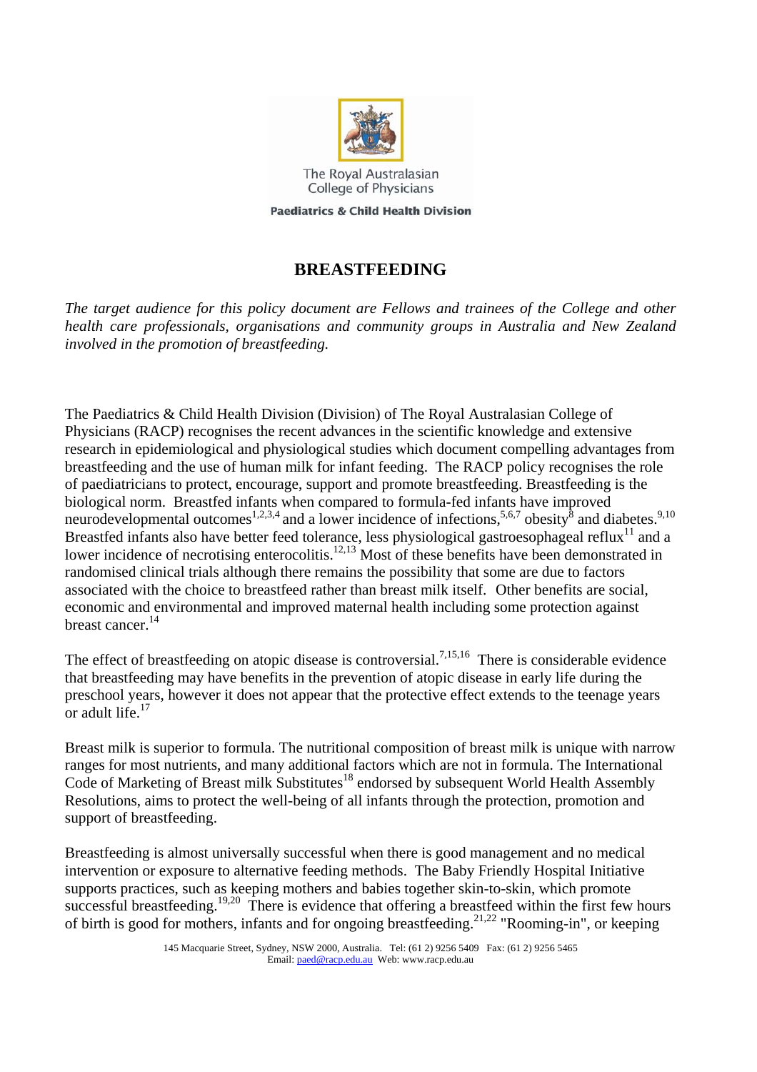The Royal Australasian College of Physicians

**Paediatrics & Child Health Division**

# BREASTFEEDING

*The target audience for this policy document are Fellows and trainees of the College and other health care professionals, organisations and community groups in Australia and New Zealand involved in the promotion of breastfeeding.*

The Paediatrics & Child Health Division (Division) of The Royal Australasian College of Physicians (RACP) recognises the recent advances in the scientific knowledge and extensive research in epidemiological and physiological studies which document compelling advantages from breastfeeding and the use of human milk for infant feeding. The RACP policy recognises the role of paediatricians to protect, encourage, support and promote breastfeeding. Breastfeeding is the biological norm. Breastfed infants when compared to formula-fed infants have improved neurodevelopmental outcomes[1,2,3,4] and a lower incidence of infections,[5,6,7] obesity[8] and diabetes.[9,10] Breastfed infants also have better feed tolerance, less physiological gastroesophageal reflux[11] and a lower incidence of necrotising enterocolitis.[12,13] Most of these benefits have been demonstrated in randomised clinical trials although there remains the possibility that some are due to factors associated with the choice to breastfeed rather than breast milk itself. Other benefits are social, economic and environmental and improved maternal health including some protection against breast cancer.[14]

The effect of breastfeeding on atopic disease is controversial.[7,15,16] There is considerable evidence that breastfeeding may have benefits in the prevention of atopic disease in early life during the preschool years, however it does not appear that the protective effect extends to the teenage years or adult life.[17]

Breast milk is superior to formula. The nutritional composition of breast milk is unique with narrow ranges for most nutrients, and many additional factors which are not in formula. The International Code of Marketing of Breast milk Substitutes[18] endorsed by subsequent World Health Assembly Resolutions, aims to protect the well-being of all infants through the protection, promotion and support of breastfeeding.

Breastfeeding is almost universally successful when there is good management and no medical intervention or exposure to alternative feeding methods. The Baby Friendly Hospital Initiative supports practices, such as keeping mothers and babies together skin-to-skin, which promote successful breastfeeding.[19,20] There is evidence that offering a breastfeed within the first few hours of birth is good for mothers, infants and for ongoing breastfeeding.[21,22] "Rooming-in", or keeping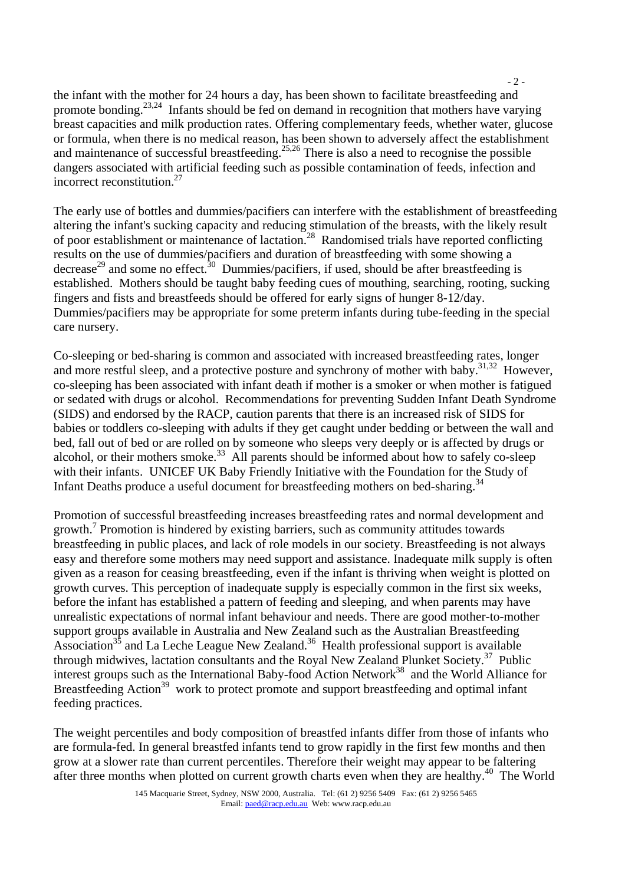the infant with the mother for 24 hours a day, has been shown to facilitate breastfeeding and promote bonding.[23,24] Infants should be fed on demand in recognition that mothers have varying breast capacities and milk production rates. Offering complementary feeds, whether water, glucose or formula, when there is no medical reason, has been shown to adversely affect the establishment and maintenance of successful breastfeeding.[25,26] There is also a need to recognise the possible dangers associated with artificial feeding such as possible contamination of feeds, infection and incorrect reconstitution.[27]

The early use of bottles and dummies/pacifiers can interfere with the establishment of breastfeeding altering the infant's sucking capacity and reducing stimulation of the breasts, with the likely result of poor establishment or maintenance of lactation.[28] Randomised trials have reported conflicting results on the use of dummies/pacifiers and duration of breastfeeding with some showing a decrease[29] and some no effect.[30] Dummies/pacifiers, if used, should be after breastfeeding is established. Mothers should be taught baby feeding cues of mouthing, searching, rooting, sucking fingers and fists and breastfeeds should be offered for early signs of hunger 8-12/day. Dummies/pacifiers may be appropriate for some preterm infants during tube-feeding in the special care nursery.

Co-sleeping or bed-sharing is common and associated with increased breastfeeding rates, longer and more restful sleep, and a protective posture and synchrony of mother with baby.[31,32] However, co-sleeping has been associated with infant death if mother is a smoker or when mother is fatigued or sedated with drugs or alcohol. Recommendations for preventing Sudden Infant Death Syndrome (SIDS) and endorsed by the RACP, caution parents that there is an increased risk of SIDS for babies or toddlers co-sleeping with adults if they get caught under bedding or between the wall and bed, fall out of bed or are rolled on by someone who sleeps very deeply or is affected by drugs or alcohol, or their mothers smoke.[33] All parents should be informed about how to safely co-sleep with their infants. UNICEF UK Baby Friendly Initiative with the Foundation for the Study of Infant Deaths produce a useful document for breastfeeding mothers on bed-sharing.[34]

Promotion of successful breastfeeding increases breastfeeding rates and normal development and growth.[7] Promotion is hindered by existing barriers, such as community attitudes towards breastfeeding in public places, and lack of role models in our society. Breastfeeding is not always easy and therefore some mothers may need support and assistance. Inadequate milk supply is often given as a reason for ceasing breastfeeding, even if the infant is thriving when weight is plotted on growth curves. This perception of inadequate supply is especially common in the first six weeks, before the infant has established a pattern of feeding and sleeping, and when parents may have unrealistic expectations of normal infant behaviour and needs. There are good mother-to-mother support groups available in Australia and New Zealand such as the Australian Breastfeeding Association[35] and La Leche League New Zealand.[36] Health professional support is available through midwives, lactation consultants and the Royal New Zealand Plunket Society.[37] Public interest groups such as the International Baby-food Action Network[38] and the World Alliance for Breastfeeding Action[39] work to protect promote and support breastfeeding and optimal infant feeding practices.

The weight percentiles and body composition of breastfed infants differ from those of infants who are formula-fed. In general breastfed infants tend to grow rapidly in the first few months and then grow at a slower rate than current percentiles. Therefore their weight may appear to be faltering after three months when plotted on current growth charts even when they are healthy.[40] The World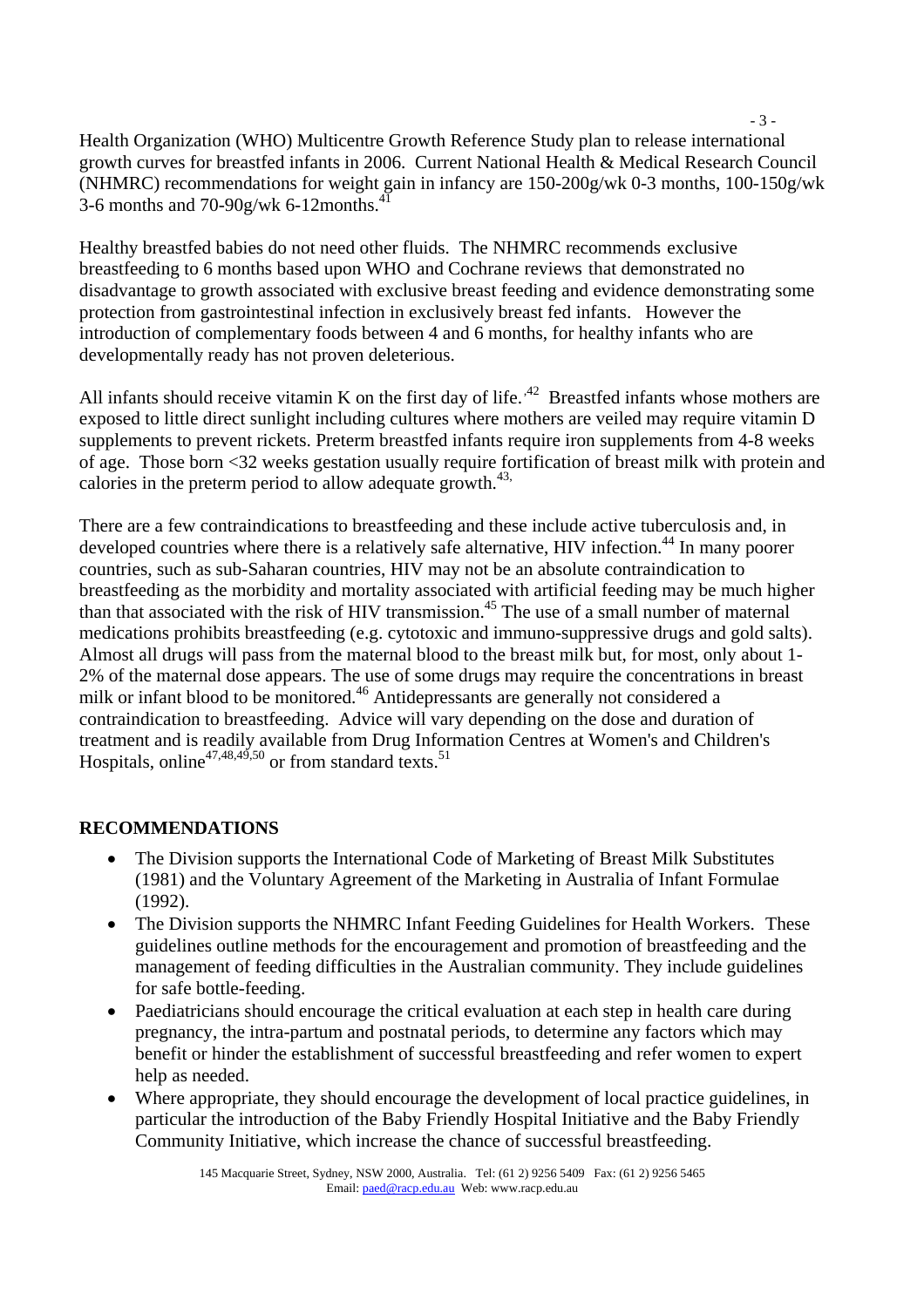Health Organization (WHO) Multicentre Growth Reference Study plan to release international growth curves for breastfed infants in 2006. Current National Health & Medical Research Council (NHMRC) recommendations for weight gain in infancy are 150-200g/wk 0-3 months, 100-150g/wk 3-6 months and 70-90g/wk 6-12months.[41]

Healthy breastfed babies do not need other fluids. The NHMRC recommends exclusive breastfeeding to 6 months based upon WHO and Cochrane reviews that demonstrated no disadvantage to growth associated with exclusive breast feeding and evidence demonstrating some protection from gastrointestinal infection in exclusively breast fed infants. However the introduction of complementary foods between 4 and 6 months, for healthy infants who are developmentally ready has not proven deleterious.

All infants should receive vitamin K on the first day of life.[42] Breastfed infants whose mothers are exposed to little direct sunlight including cultures where mothers are veiled may require vitamin D supplements to prevent rickets. Preterm breastfed infants require iron supplements from 4-8 weeks of age. Those born <32 weeks gestation usually require fortification of breast milk with protein and calories in the preterm period to allow adequate growth.[43]

There are a few contraindications to breastfeeding and these include active tuberculosis and, in developed countries where there is a relatively safe alternative, HIV infection.[44] In many poorer countries, such as sub-Saharan countries, HIV may not be an absolute contraindication to breastfeeding as the morbidity and mortality associated with artificial feeding may be much higher than that associated with the risk of HIV transmission.[45] The use of a small number of maternal medications prohibits breastfeeding (e.g. cytotoxic and immuno-suppressive drugs and gold salts). Almost all drugs will pass from the maternal blood to the breast milk but, for most, only about 1-2% of the maternal dose appears. The use of some drugs may require the concentrations in breast milk or infant blood to be monitored.[46] Antidepressants are generally not considered a contraindication to breastfeeding. Advice will vary depending on the dose and duration of treatment and is readily available from Drug Information Centres at Women's and Children's Hospitals, online[47,48,49,50] or from standard texts.[51]

## RECOMMENDATIONS

- The Division supports the International Code of Marketing of Breast Milk Substitutes (1981) and the Voluntary Agreement of the Marketing in Australia of Infant Formulae (1992).
- The Division supports the NHMRC Infant Feeding Guidelines for Health Workers. These guidelines outline methods for the encouragement and promotion of breastfeeding and the management of feeding difficulties in the Australian community. They include guidelines for safe bottle-feeding.
- Paediatricians should encourage the critical evaluation at each step in health care during pregnancy, the intra-partum and postnatal periods, to determine any factors which may benefit or hinder the establishment of successful breastfeeding and refer women to expert help as needed.
- Where appropriate, they should encourage the development of local practice guidelines, in particular the introduction of the Baby Friendly Hospital Initiative and the Baby Friendly Community Initiative, which increase the chance of successful breastfeeding.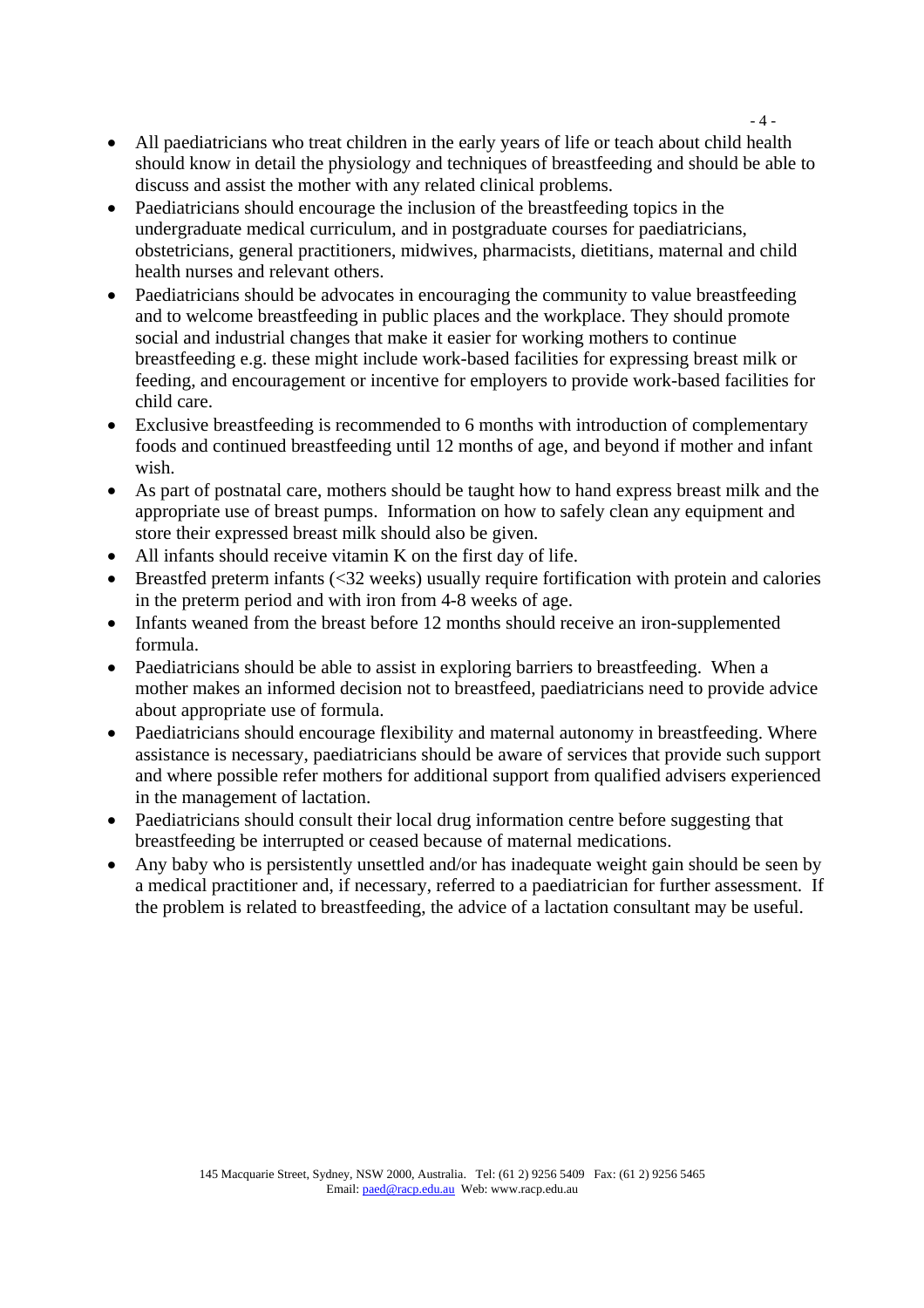- All paediatricians who treat children in the early years of life or teach about child health should know in detail the physiology and techniques of breastfeeding and should be able to discuss and assist the mother with any related clinical problems.
- Paediatricians should encourage the inclusion of the breastfeeding topics in the undergraduate medical curriculum, and in postgraduate courses for paediatricians, obstetricians, general practitioners, midwives, pharmacists, dietitians, maternal and child health nurses and relevant others.
- Paediatricians should be advocates in encouraging the community to value breastfeeding and to welcome breastfeeding in public places and the workplace. They should promote social and industrial changes that make it easier for working mothers to continue breastfeeding e.g. these might include work-based facilities for expressing breast milk or feeding, and encouragement or incentive for employers to provide work-based facilities for child care.
- Exclusive breastfeeding is recommended to 6 months with introduction of complementary foods and continued breastfeeding until 12 months of age, and beyond if mother and infant wish.
- As part of postnatal care, mothers should be taught how to hand express breast milk and the appropriate use of breast pumps. Information on how to safely clean any equipment and store their expressed breast milk should also be given.
- All infants should receive vitamin K on the first day of life.
- Breastfed preterm infants (<32 weeks) usually require fortification with protein and calories in the preterm period and with iron from 4-8 weeks of age.
- Infants weaned from the breast before 12 months should receive an iron-supplemented formula.
- Paediatricians should be able to assist in exploring barriers to breastfeeding. When a mother makes an informed decision not to breastfeed, paediatricians need to provide advice about appropriate use of formula.
- Paediatricians should encourage flexibility and maternal autonomy in breastfeeding. Where assistance is necessary, paediatricians should be aware of services that provide such support and where possible refer mothers for additional support from qualified advisers experienced in the management of lactation.
- Paediatricians should consult their local drug information centre before suggesting that breastfeeding be interrupted or ceased because of maternal medications.
- Any baby who is persistently unsettled and/or has inadequate weight gain should be seen by a medical practitioner and, if necessary, referred to a paediatrician for further assessment. If the problem is related to breastfeeding, the advice of a lactation consultant may be useful.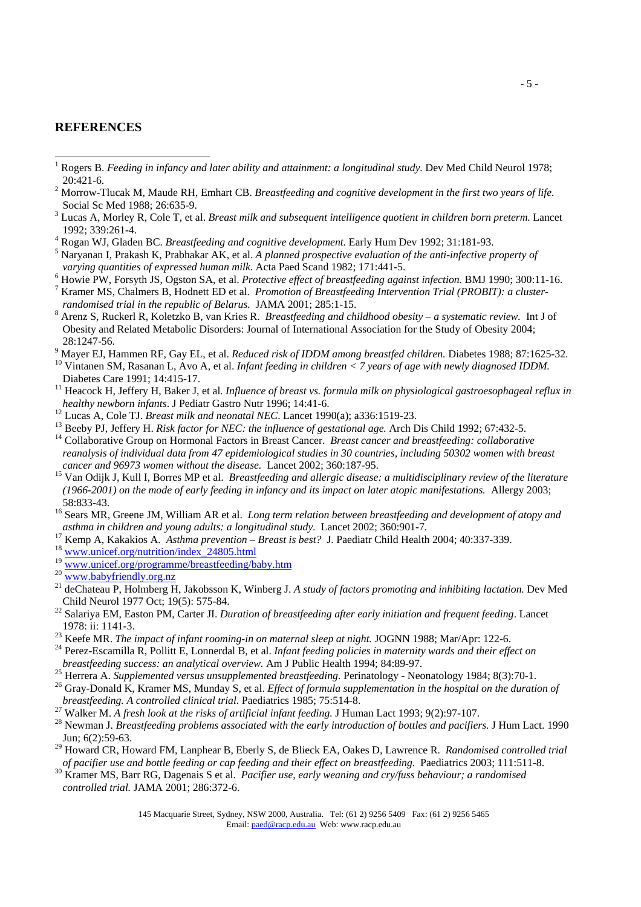## REFERENCES

[1] Rogers B. *Feeding in infancy and later ability and attainment: a longitudinal study.* Dev Med Child Neurol 1978; 20:421-6.

[2] Morrow-Tlucak M, Maude RH, Emhart CB. *Breastfeeding and cognitive development in the first two years of life.* Social Sc Med 1988; 26:635-9.

[3] Lucas A, Morley R, Cole T, et al. *Breast milk and subsequent intelligence quotient in children born preterm.* Lancet 1992; 339:261-4.

[4] Rogan WJ, Gladen BC. *Breastfeeding and cognitive development.* Early Hum Dev 1992; 31:181-93.

[5] Naryanan I, Prakash K, Prabhakar AK, et al. *A planned prospective evaluation of the anti-infective property of varying quantities of expressed human milk.* Acta Paed Scand 1982; 171:441-5.

[6] Howie PW, Forsyth JS, Ogston SA, et al. *Protective effect of breastfeeding against infection.* BMJ 1990; 300:11-16.

[7] Kramer MS, Chalmers B, Hodnett ED et al. *Promotion of Breastfeeding Intervention Trial (PROBIT): a cluster-randomised trial in the republic of Belarus.* JAMA 2001; 285:1-15.

[8] Arenz S, Ruckerl R, Koletzko B, van Kries R. *Breastfeeding and childhood obesity – a systematic review.* Int J of Obesity and Related Metabolic Disorders: Journal of International Association for the Study of Obesity 2004; 28:1247-56.

[9] Mayer EJ, Hammen RF, Gay EL, et al. *Reduced risk of IDDM among breastfed children.* Diabetes 1988; 87:1625-32.

[10] Vintanen SM, Rasanan L, Avo A, et al. *Infant feeding in children < 7 years of age with newly diagnosed IDDM.* Diabetes Care 1991; 14:415-17.

[11] Heacock H, Jeffery H, Baker J, et al. *Influence of breast vs. formula milk on physiological gastroesophageal reflux in healthy newborn infants*. J Pediatr Gastro Nutr 1996; 14:41-6.

[12] Lucas A, Cole TJ. *Breast milk and neonatal NEC*. Lancet 1990(a); a336:1519-23.

[13] Beeby PJ, Jeffery H. *Risk factor for NEC: the influence of gestational age.* Arch Dis Child 1992; 67:432-5.

[14] Collaborative Group on Hormonal Factors in Breast Cancer. *Breast cancer and breastfeeding: collaborative reanalysis of individual data from 47 epidemiological studies in 30 countries, including 50302 women with breast cancer and 96973 women without the disease.* Lancet 2002; 360:187-95.

[15] Van Odijk J, Kull I, Borres MP et al. *Breastfeeding and allergic disease: a multidisciplinary review of the literature (1966-2001) on the mode of early feeding in infancy and its impact on later atopic manifestations.* Allergy 2003; 58:833-43.

[16] Sears MR, Greene JM, William AR et al. *Long term relation between breastfeeding and development of atopy and asthma in children and young adults: a longitudinal study.* Lancet 2002; 360:901-7.

[17] Kemp A, Kakakios A. *Asthma prevention – Breast is best?* J. Paediatr Child Health 2004; 40:337-339.

[18] www.unicef.org/nutrition/index_24805.html

[19] www.unicef.org/programme/breastfeeding/baby.htm

[20] www.babyfriendly.org.nz

[21] deChateau P, Holmberg H, Jakobsson K, Winberg J. *A study of factors promoting and inhibiting lactation.* Dev Med Child Neurol 1977 Oct; 19(5): 575-84.

[22] Salariya EM, Easton PM, Carter JI. *Duration of breastfeeding after early initiation and frequent feeding*. Lancet 1978: ii: 1141-3.

[23] Keefe MR. *The impact of infant rooming-in on maternal sleep at night.* JOGNN 1988; Mar/Apr: 122-6.

[24] Perez-Escamilla R, Pollitt E, Lonnerdal B, et al. *Infant feeding policies in maternity wards and their effect on breastfeeding success: an analytical overview.* Am J Public Health 1994; 84:89-97.

[25] Herrera A. *Supplemented versus unsupplemented breastfeeding*. Perinatology - Neonatology 1984; 8(3):70-1.

[26] Gray-Donald K, Kramer MS, Munday S, et al. *Effect of formula supplementation in the hospital on the duration of breastfeeding. A controlled clinical trial.* Paediatrics 1985; 75:514-8.

[27] Walker M. *A fresh look at the risks of artificial infant feeding.* J Human Lact 1993; 9(2):97-107.

[28] Newman J. *Breastfeeding problems associated with the early introduction of bottles and pacifiers.* J Hum Lact. 1990 Jun; 6(2):59-63.

[29] Howard CR, Howard FM, Lanphear B, Eberly S, de Blieck EA, Oakes D, Lawrence R. *Randomised controlled trial of pacifier use and bottle feeding or cap feeding and their effect on breastfeeding.* Paediatrics 2003; 111:511-8.

[30] Kramer MS, Barr RG, Dagenais S et al. *Pacifier use, early weaning and cry/fuss behaviour; a randomised controlled trial.* JAMA 2001; 286:372-6.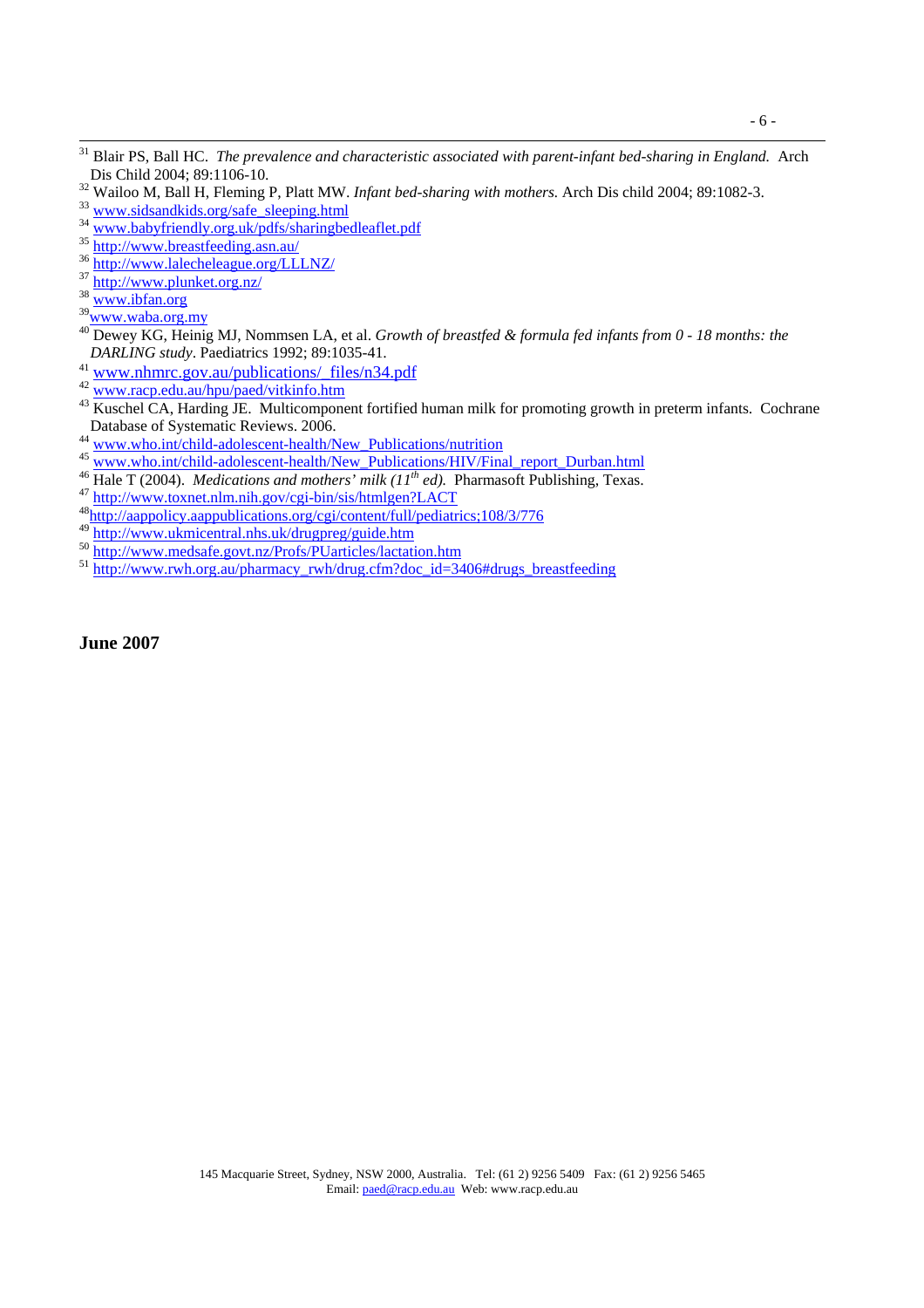[31] Blair PS, Ball HC. *The prevalence and characteristic associated with parent-infant bed-sharing in England.* Arch Dis Child 2004; 89:1106-10.

[32] Wailoo M, Ball H, Fleming P, Platt MW. *Infant bed-sharing with mothers.* Arch Dis child 2004; 89:1082-3.

[33] www.sidsandkids.org/safe_sleeping.html

[34] www.babyfriendly.org.uk/pdfs/sharingbedleaflet.pdf

[35] http://www.breastfeeding.asn.au/

[36] http://www.lalecheleague.org/LLLNZ/

[37] http://www.plunket.org.nz/

[38] www.ibfan.org

[39] www.waba.org.my

[40] Dewey KG, Heinig MJ, Nommsen LA, et al. *Growth of breastfed & formula fed infants from 0 - 18 months: the DARLING study*. Paediatrics 1992; 89:1035-41.

[41] www.nhmrc.gov.au/publications/_files/n34.pdf

[42] www.racp.edu.au/hpu/paed/vitkinfo.htm

[43] Kuschel CA, Harding JE. Multicomponent fortified human milk for promoting growth in preterm infants. Cochrane Database of Systematic Reviews. 2006.

[44] www.who.int/child-adolescent-health/New_Publications/nutrition

[45] www.who.int/child-adolescent-health/New_Publications/HIV/Final_report_Durban.html

[46] Hale T (2004). *Medications and mothers' milk (11th ed).* Pharmasoft Publishing, Texas.

[47] http://www.toxnet.nlm.nih.gov/cgi-bin/sis/htmlgen?LACT

[48] http://aappolicy.aappublications.org/cgi/content/full/pediatrics;108/3/776

[49] http://www.ukmicentral.nhs.uk/drugpreg/guide.htm

[50] http://www.medsafe.govt.nz/Profs/PUarticles/lactation.htm

[51] http://www.rwh.org.au/pharmacy_rwh/drug.cfm?doc_id=3406#drugs_breastfeeding

**June 2007**

145 Macquarie Street, Sydney, NSW 2000, Australia. Tel: (61 2) 9256 5409 Fax: (61 2) 9256 5465
Email: paed@racp.edu.au Web: www.racp.edu.au